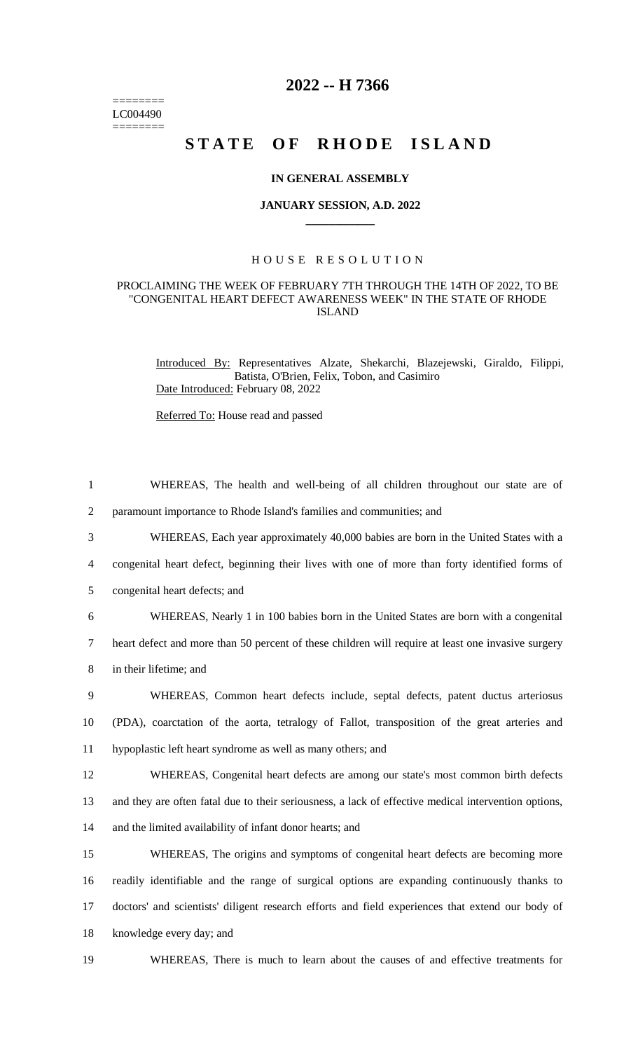========
LC004490
========

# 2022 -- H 7366

# STATE OF RHODE ISLAND

**IN GENERAL ASSEMBLY**

**JANUARY SESSION, A.D. 2022**

____________

HOUSE RESOLUTION

PROCLAIMING THE WEEK OF FEBRUARY 7TH THROUGH THE 14TH OF 2022, TO BE "CONGENITAL HEART DEFECT AWARENESS WEEK" IN THE STATE OF RHODE ISLAND

Introduced By: Representatives Alzate, Shekarchi, Blazejewski, Giraldo, Filippi, Batista, O'Brien, Felix, Tobon, and Casimiro

Date Introduced: February 08, 2022

Referred To: House read and passed

1 WHEREAS, The health and well-being of all children throughout our state are of
2 paramount importance to Rhode Island's families and communities; and
3 WHEREAS, Each year approximately 40,000 babies are born in the United States with a
4 congenital heart defect, beginning their lives with one of more than forty identified forms of
5 congenital heart defects; and
6 WHEREAS, Nearly 1 in 100 babies born in the United States are born with a congenital
7 heart defect and more than 50 percent of these children will require at least one invasive surgery
8 in their lifetime; and
9 WHEREAS, Common heart defects include, septal defects, patent ductus arteriosus
10 (PDA), coarctation of the aorta, tetralogy of Fallot, transposition of the great arteries and
11 hypoplastic left heart syndrome as well as many others; and
12 WHEREAS, Congenital heart defects are among our state's most common birth defects
13 and they are often fatal due to their seriousness, a lack of effective medical intervention options,
14 and the limited availability of infant donor hearts; and
15 WHEREAS, The origins and symptoms of congenital heart defects are becoming more
16 readily identifiable and the range of surgical options are expanding continuously thanks to
17 doctors' and scientists' diligent research efforts and field experiences that extend our body of
18 knowledge every day; and
19 WHEREAS, There is much to learn about the causes of and effective treatments for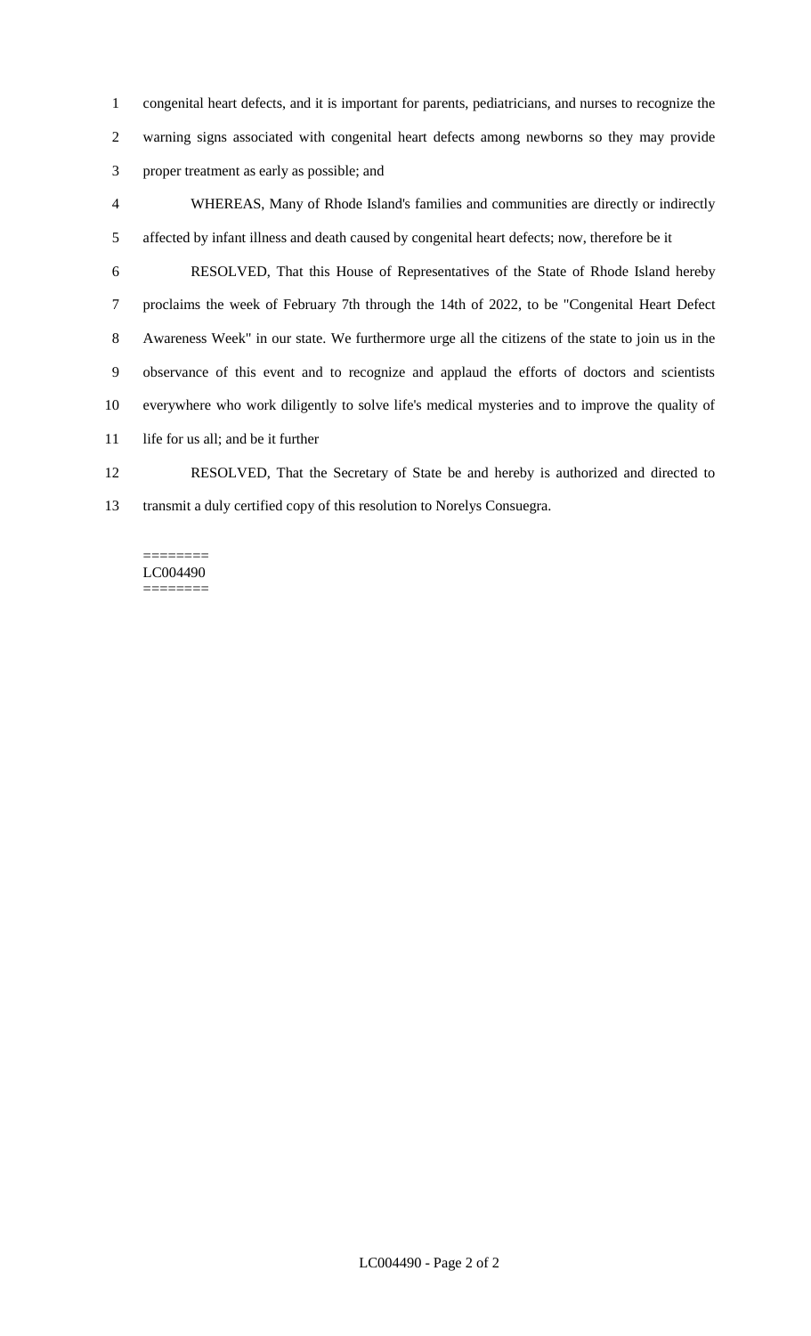congenital heart defects, and it is important for parents, pediatricians, and nurses to recognize the warning signs associated with congenital heart defects among newborns so they may provide proper treatment as early as possible; and

WHEREAS, Many of Rhode Island's families and communities are directly or indirectly affected by infant illness and death caused by congenital heart defects; now, therefore be it

RESOLVED, That this House of Representatives of the State of Rhode Island hereby proclaims the week of February 7th through the 14th of 2022, to be "Congenital Heart Defect Awareness Week" in our state. We furthermore urge all the citizens of the state to join us in the observance of this event and to recognize and applaud the efforts of doctors and scientists everywhere who work diligently to solve life's medical mysteries and to improve the quality of life for us all; and be it further

RESOLVED, That the Secretary of State be and hereby is authorized and directed to transmit a duly certified copy of this resolution to Norelys Consuegra.

========
LC004490
========